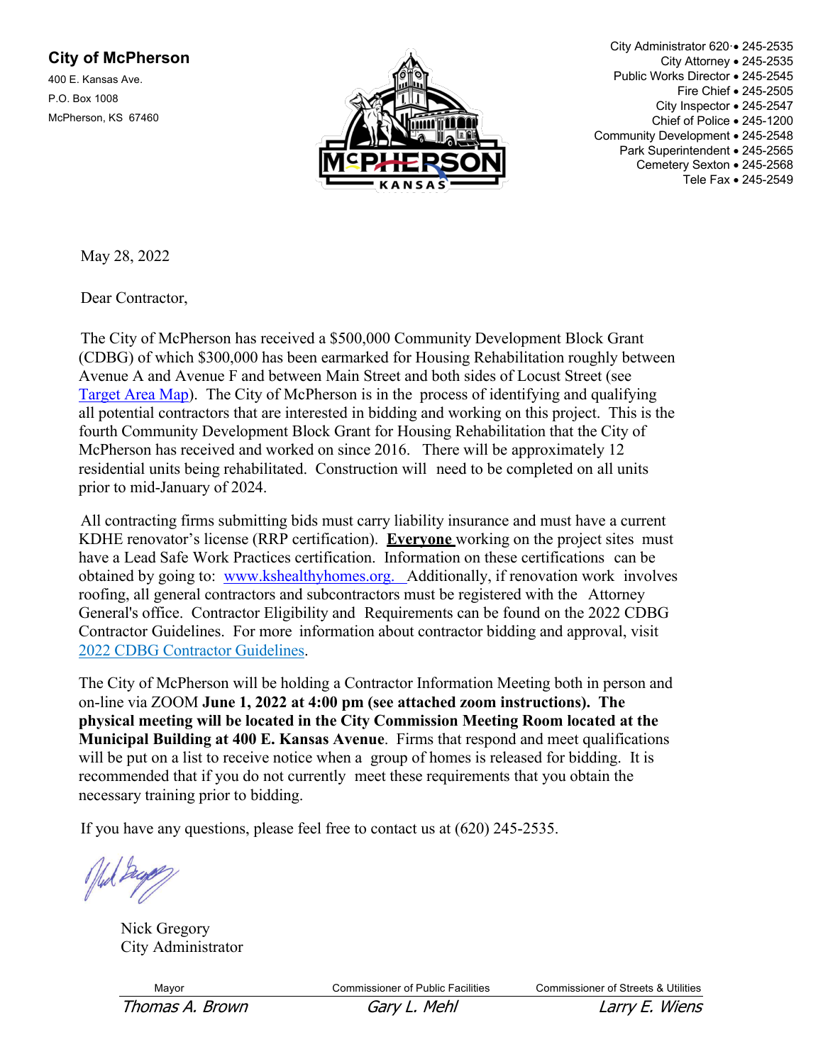**City of McPherson**

400 E. Kansas Ave.
P.O. Box 1008
McPherson, KS 67460

City Administrator 620 • 245-2535
City Attorney • 245-2535
Public Works Director • 245-2545
Fire Chief • 245-2505
City Inspector • 245-2547
Chief of Police • 245-1200
Community Development • 245-2548
Park Superintendent • 245-2565
Cemetery Sexton • 245-2568
Tele Fax • 245-2549

May 28, 2022

Dear Contractor,

The City of McPherson has received a $500,000 Community Development Block Grant (CDBG) of which $300,000 has been earmarked for Housing Rehabilitation roughly between Avenue A and Avenue F and between Main Street and both sides of Locust Street (see Target Area Map). The City of McPherson is in the process of identifying and qualifying all potential contractors that are interested in bidding and working on this project. This is the fourth Community Development Block Grant for Housing Rehabilitation that the City of McPherson has received and worked on since 2016. There will be approximately 12 residential units being rehabilitated. Construction will need to be completed on all units prior to mid-January of 2024.

All contracting firms submitting bids must carry liability insurance and must have a current KDHE renovator's license (RRP certification). **Everyone** working on the project sites must have a Lead Safe Work Practices certification. Information on these certifications can be obtained by going to: www.kshealthyhomes.org. Additionally, if renovation work involves roofing, all general contractors and subcontractors must be registered with the Attorney General's office. Contractor Eligibility and Requirements can be found on the 2022 CDBG Contractor Guidelines. For more information about contractor bidding and approval, visit 2022 CDBG Contractor Guidelines.

The City of McPherson will be holding a Contractor Information Meeting both in person and on-line via ZOOM **June 1, 2022 at 4:00 pm (see attached zoom instructions). The physical meeting will be located in the City Commission Meeting Room located at the Municipal Building at 400 E. Kansas Avenue**. Firms that respond and meet qualifications will be put on a list to receive notice when a group of homes is released for bidding. It is recommended that if you do not currently meet these requirements that you obtain the necessary training prior to bidding.

If you have any questions, please feel free to contact us at (620) 245-2535.

Nick Gregory
City Administrator

| Mayor | Commissioner of Public Facilities | Commissioner of Streets & Utilities |
|---|---|---|
| *Thomas A. Brown* | *Gary L. Mehl* | *Larry E. Wiens* |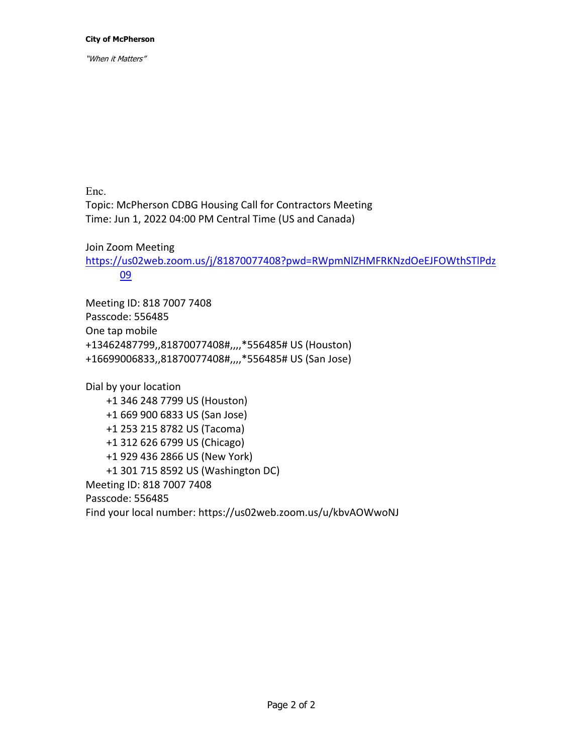**City of McPherson**

*"When it Matters"*

Enc.

Topic: McPherson CDBG Housing Call for Contractors Meeting
Time: Jun 1, 2022 04:00 PM Central Time (US and Canada)

Join Zoom Meeting
https://us02web.zoom.us/j/81870077408?pwd=RWpmNlZHMFRKNzdOeEJFOWthSTlPdz09

Meeting ID: 818 7007 7408
Passcode: 556485
One tap mobile
+13462487799,,81870077408#,,,,*556485# US (Houston)
+16699006833,,81870077408#,,,,*556485# US (San Jose)

Dial by your location
- +1 346 248 7799 US (Houston)
- +1 669 900 6833 US (San Jose)
- +1 253 215 8782 US (Tacoma)
- +1 312 626 6799 US (Chicago)
- +1 929 436 2866 US (New York)
- +1 301 715 8592 US (Washington DC)

Meeting ID: 818 7007 7408
Passcode: 556485
Find your local number: https://us02web.zoom.us/u/kbvAOWwoNJ